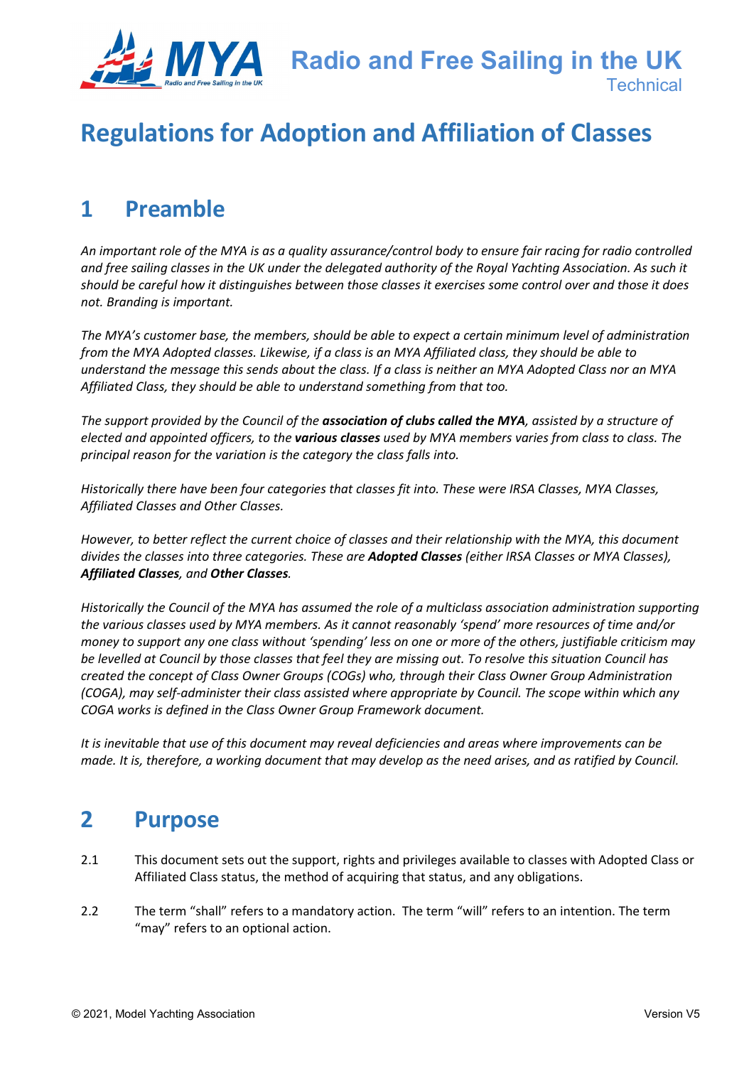# Regulations for Adoption and Affiliation of Classes

## 1 Preamble

*An important role of the MYA is as a quality assurance/control body to ensure fair racing for radio controlled and free sailing classes in the UK under the delegated authority of the Royal Yachting Association. As such it should be careful how it distinguishes between those classes it exercises some control over and those it does not. Branding is important.*

*The MYA's customer base, the members, should be able to expect a certain minimum level of administration from the MYA Adopted classes. Likewise, if a class is an MYA Affiliated class, they should be able to understand the message this sends about the class. If a class is neither an MYA Adopted Class nor an MYA Affiliated Class, they should be able to understand something from that too.*

*The support provided by the Council of the **association of clubs called the MYA**, assisted by a structure of elected and appointed officers, to the **various classes** used by MYA members varies from class to class. The principal reason for the variation is the category the class falls into.*

*Historically there have been four categories that classes fit into. These were IRSA Classes, MYA Classes, Affiliated Classes and Other Classes.*

*However, to better reflect the current choice of classes and their relationship with the MYA, this document divides the classes into three categories. These are **Adopted Classes** (either IRSA Classes or MYA Classes), **Affiliated Classes**, and **Other Classes**.*

*Historically the Council of the MYA has assumed the role of a multiclass association administration supporting the various classes used by MYA members. As it cannot reasonably 'spend' more resources of time and/or money to support any one class without 'spending' less on one or more of the others, justifiable criticism may be levelled at Council by those classes that feel they are missing out. To resolve this situation Council has created the concept of Class Owner Groups (COGs) who, through their Class Owner Group Administration (COGA), may self-administer their class assisted where appropriate by Council. The scope within which any COGA works is defined in the Class Owner Group Framework document.*

*It is inevitable that use of this document may reveal deficiencies and areas where improvements can be made. It is, therefore, a working document that may develop as the need arises, and as ratified by Council.*

## 2 Purpose

2.1 This document sets out the support, rights and privileges available to classes with Adopted Class or Affiliated Class status, the method of acquiring that status, and any obligations.

2.2 The term "shall" refers to a mandatory action. The term "will" refers to an intention. The term "may" refers to an optional action.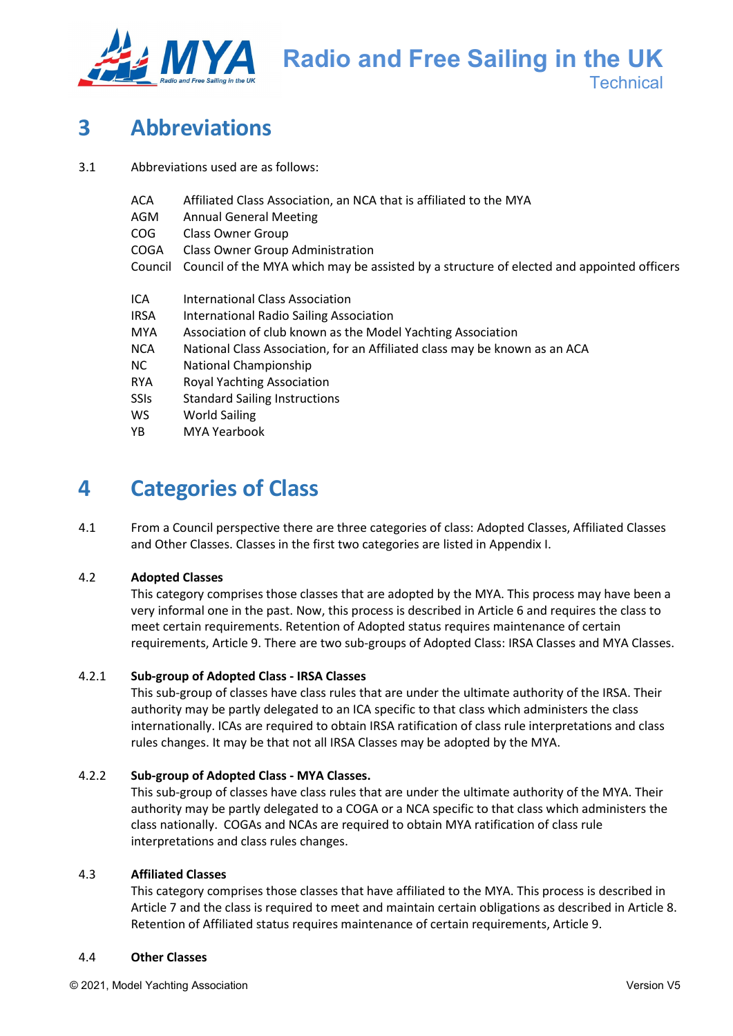# 3 Abbreviations

3.1 Abbreviations used are as follows:

| | |
|---|---|
| ACA | Affiliated Class Association, an NCA that is affiliated to the MYA |
| AGM | Annual General Meeting |
| COG | Class Owner Group |
| COGA | Class Owner Group Administration |
| Council | Council of the MYA which may be assisted by a structure of elected and appointed officers |
| ICA | International Class Association |
| IRSA | International Radio Sailing Association |
| MYA | Association of club known as the Model Yachting Association |
| NCA | National Class Association, for an Affiliated class may be known as an ACA |
| NC | National Championship |
| RYA | Royal Yachting Association |
| SSIs | Standard Sailing Instructions |
| WS | World Sailing |
| YB | MYA Yearbook |

# 4 Categories of Class

4.1 From a Council perspective there are three categories of class: Adopted Classes, Affiliated Classes and Other Classes. Classes in the first two categories are listed in Appendix I.

4.2 **Adopted Classes**
This category comprises those classes that are adopted by the MYA. This process may have been a very informal one in the past. Now, this process is described in Article 6 and requires the class to meet certain requirements. Retention of Adopted status requires maintenance of certain requirements, Article 9. There are two sub-groups of Adopted Class: IRSA Classes and MYA Classes.

4.2.1 **Sub-group of Adopted Class - IRSA Classes**
This sub-group of classes have class rules that are under the ultimate authority of the IRSA. Their authority may be partly delegated to an ICA specific to that class which administers the class internationally. ICAs are required to obtain IRSA ratification of class rule interpretations and class rules changes. It may be that not all IRSA Classes may be adopted by the MYA.

4.2.2 **Sub-group of Adopted Class - MYA Classes.**
This sub-group of classes have class rules that are under the ultimate authority of the MYA. Their authority may be partly delegated to a COGA or a NCA specific to that class which administers the class nationally. COGAs and NCAs are required to obtain MYA ratification of class rule interpretations and class rules changes.

4.3 **Affiliated Classes**
This category comprises those classes that have affiliated to the MYA. This process is described in Article 7 and the class is required to meet and maintain certain obligations as described in Article 8. Retention of Affiliated status requires maintenance of certain requirements, Article 9.

4.4 **Other Classes**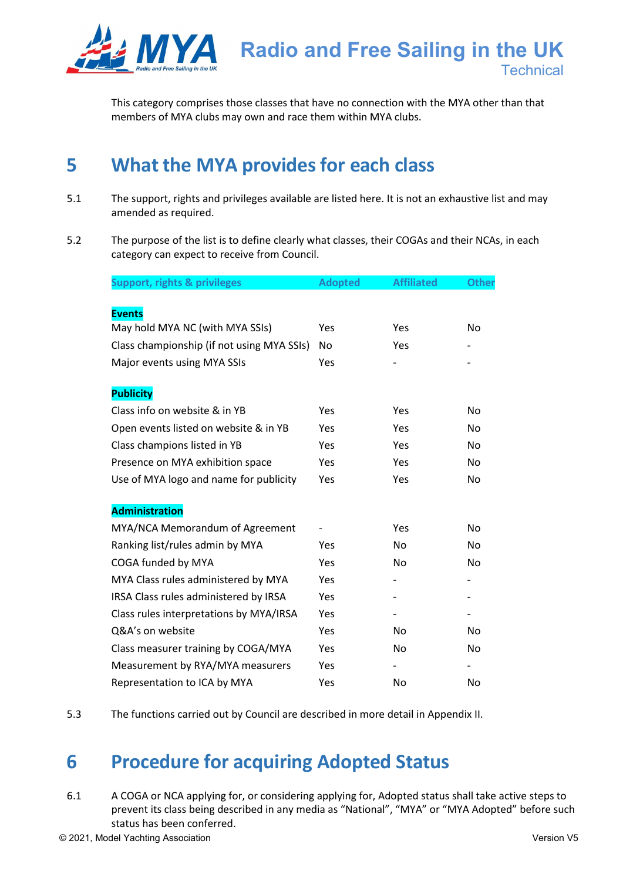This category comprises those classes that have no connection with the MYA other than that members of MYA clubs may own and race them within MYA clubs.

## 5 What the MYA provides for each class

5.1 The support, rights and privileges available are listed here. It is not an exhaustive list and may amended as required.

5.2 The purpose of the list is to define clearly what classes, their COGAs and their NCAs, in each category can expect to receive from Council.

| Support, rights & privileges | Adopted | Affiliated | Other |
|---|---|---|---|
| **Events** | | | |
| May hold MYA NC (with MYA SSIs) | Yes | Yes | No |
| Class championship (if not using MYA SSIs) | No | Yes | - |
| Major events using MYA SSIs | Yes | - | - |
| **Publicity** | | | |
| Class info on website & in YB | Yes | Yes | No |
| Open events listed on website & in YB | Yes | Yes | No |
| Class champions listed in YB | Yes | Yes | No |
| Presence on MYA exhibition space | Yes | Yes | No |
| Use of MYA logo and name for publicity | Yes | Yes | No |
| **Administration** | | | |
| MYA/NCA Memorandum of Agreement | - | Yes | No |
| Ranking list/rules admin by MYA | Yes | No | No |
| COGA funded by MYA | Yes | No | No |
| MYA Class rules administered by MYA | Yes | - | - |
| IRSA Class rules administered by IRSA | Yes | - | - |
| Class rules interpretations by MYA/IRSA | Yes | - | - |
| Q&A's on website | Yes | No | No |
| Class measurer training by COGA/MYA | Yes | No | No |
| Measurement by RYA/MYA measurers | Yes | - | - |
| Representation to ICA by MYA | Yes | No | No |

5.3 The functions carried out by Council are described in more detail in Appendix II.

## 6 Procedure for acquiring Adopted Status

6.1 A COGA or NCA applying for, or considering applying for, Adopted status shall take active steps to prevent its class being described in any media as "National", "MYA" or "MYA Adopted" before such status has been conferred.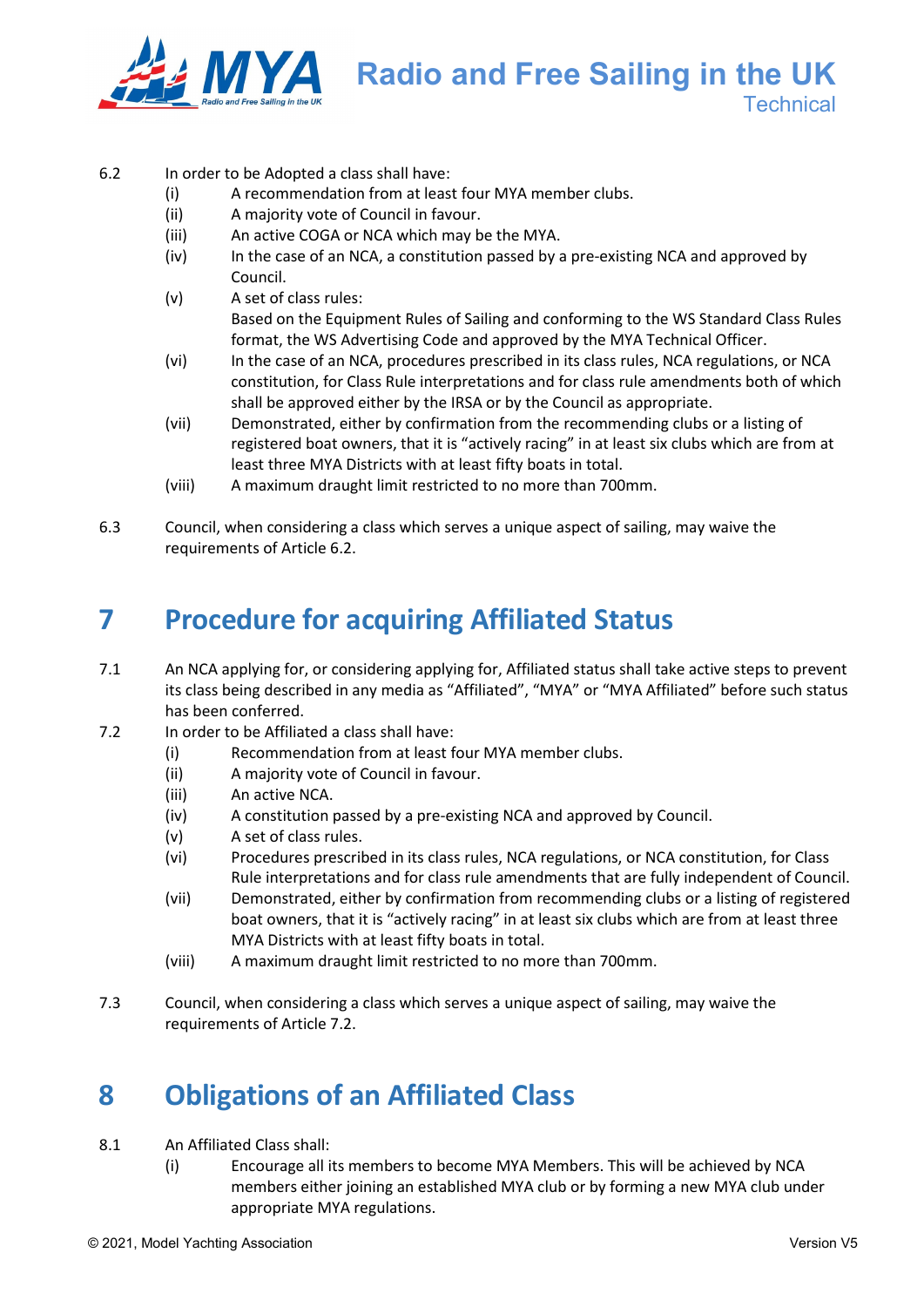6.2 In order to be Adopted a class shall have:

- (i) A recommendation from at least four MYA member clubs.
- (ii) A majority vote of Council in favour.
- (iii) An active COGA or NCA which may be the MYA.
- (iv) In the case of an NCA, a constitution passed by a pre-existing NCA and approved by Council.
- (v) A set of class rules:
  Based on the Equipment Rules of Sailing and conforming to the WS Standard Class Rules format, the WS Advertising Code and approved by the MYA Technical Officer.
- (vi) In the case of an NCA, procedures prescribed in its class rules, NCA regulations, or NCA constitution, for Class Rule interpretations and for class rule amendments both of which shall be approved either by the IRSA or by the Council as appropriate.
- (vii) Demonstrated, either by confirmation from the recommending clubs or a listing of registered boat owners, that it is "actively racing" in at least six clubs which are from at least three MYA Districts with at least fifty boats in total.
- (viii) A maximum draught limit restricted to no more than 700mm.

6.3 Council, when considering a class which serves a unique aspect of sailing, may waive the requirements of Article 6.2.

# 7 Procedure for acquiring Affiliated Status

7.1 An NCA applying for, or considering applying for, Affiliated status shall take active steps to prevent its class being described in any media as "Affiliated", "MYA" or "MYA Affiliated" before such status has been conferred.

7.2 In order to be Affiliated a class shall have:

- (i) Recommendation from at least four MYA member clubs.
- (ii) A majority vote of Council in favour.
- (iii) An active NCA.
- (iv) A constitution passed by a pre-existing NCA and approved by Council.
- (v) A set of class rules.
- (vi) Procedures prescribed in its class rules, NCA regulations, or NCA constitution, for Class Rule interpretations and for class rule amendments that are fully independent of Council.
- (vii) Demonstrated, either by confirmation from recommending clubs or a listing of registered boat owners, that it is "actively racing" in at least six clubs which are from at least three MYA Districts with at least fifty boats in total.
- (viii) A maximum draught limit restricted to no more than 700mm.

7.3 Council, when considering a class which serves a unique aspect of sailing, may waive the requirements of Article 7.2.

# 8 Obligations of an Affiliated Class

8.1 An Affiliated Class shall:

- (i) Encourage all its members to become MYA Members. This will be achieved by NCA members either joining an established MYA club or by forming a new MYA club under appropriate MYA regulations.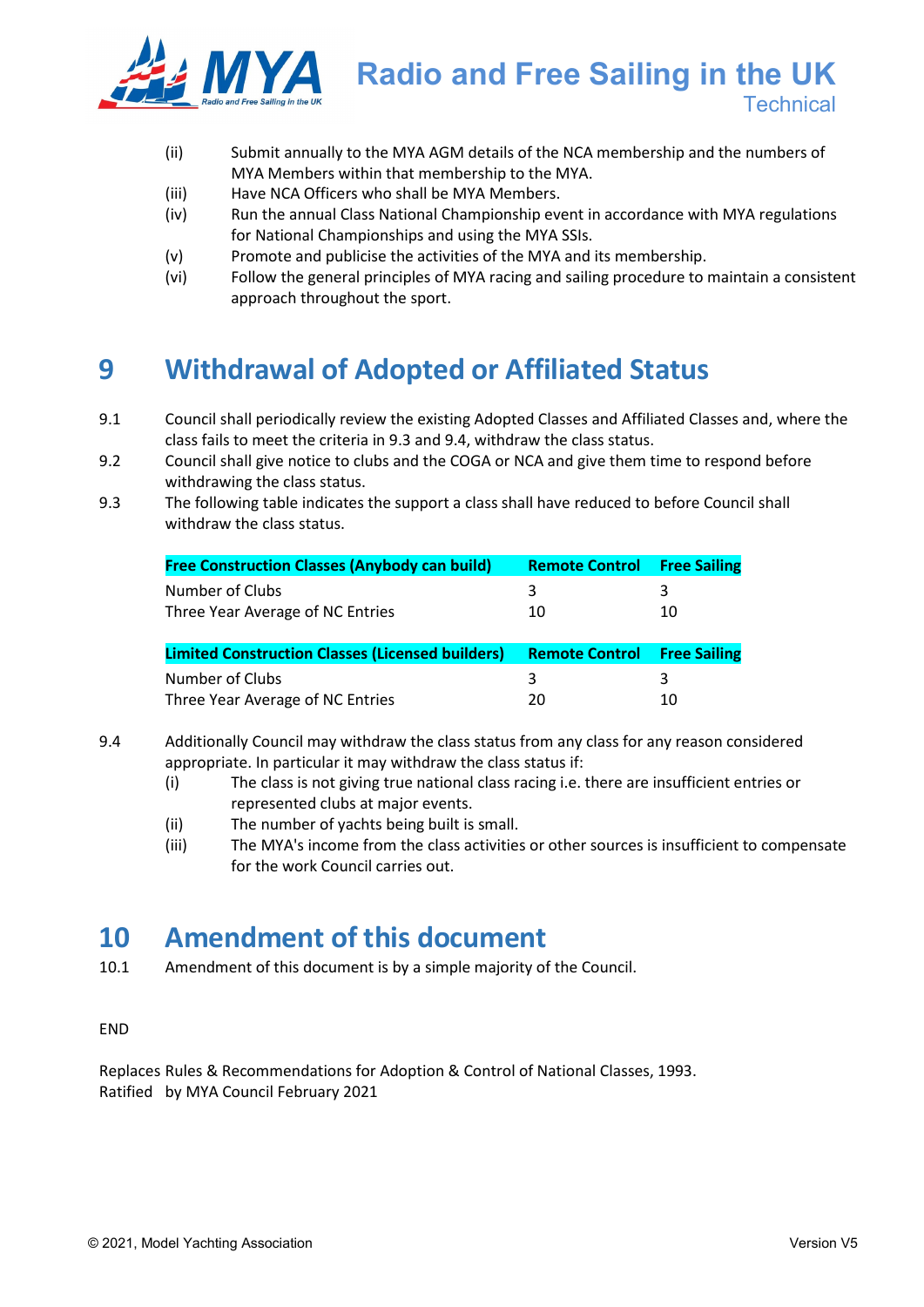(ii) Submit annually to the MYA AGM details of the NCA membership and the numbers of MYA Members within that membership to the MYA.
(iii) Have NCA Officers who shall be MYA Members.
(iv) Run the annual Class National Championship event in accordance with MYA regulations for National Championships and using the MYA SSIs.
(v) Promote and publicise the activities of the MYA and its membership.
(vi) Follow the general principles of MYA racing and sailing procedure to maintain a consistent approach throughout the sport.

# 9 Withdrawal of Adopted or Affiliated Status

9.1 Council shall periodically review the existing Adopted Classes and Affiliated Classes and, where the class fails to meet the criteria in 9.3 and 9.4, withdraw the class status.

9.2 Council shall give notice to clubs and the COGA or NCA and give them time to respond before withdrawing the class status.

9.3 The following table indicates the support a class shall have reduced to before Council shall withdraw the class status.

| Free Construction Classes (Anybody can build) | Remote Control | Free Sailing |
|---|---|---|
| Number of Clubs | 3 | 3 |
| Three Year Average of NC Entries | 10 | 10 |

| Limited Construction Classes (Licensed builders) | Remote Control | Free Sailing |
|---|---|---|
| Number of Clubs | 3 | 3 |
| Three Year Average of NC Entries | 20 | 10 |

9.4 Additionally Council may withdraw the class status from any class for any reason considered appropriate. In particular it may withdraw the class status if:
(i) The class is not giving true national class racing i.e. there are insufficient entries or represented clubs at major events.
(ii) The number of yachts being built is small.
(iii) The MYA's income from the class activities or other sources is insufficient to compensate for the work Council carries out.

# 10 Amendment of this document

10.1 Amendment of this document is by a simple majority of the Council.

END

Replaces Rules & Recommendations for Adoption & Control of National Classes, 1993.
Ratified by MYA Council February 2021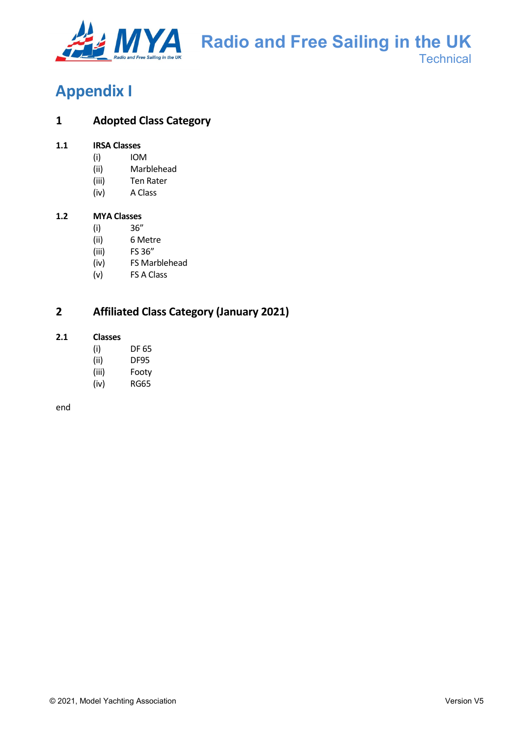# Appendix I

## 1 Adopted Class Category

### 1.1 IRSA Classes

(i) IOM
(ii) Marblehead
(iii) Ten Rater
(iv) A Class

### 1.2 MYA Classes

(i) 36”
(ii) 6 Metre
(iii) FS 36”
(iv) FS Marblehead
(v) FS A Class

## 2 Affiliated Class Category (January 2021)

### 2.1 Classes

(i) DF 65
(ii) DF95
(iii) Footy
(iv) RG65

end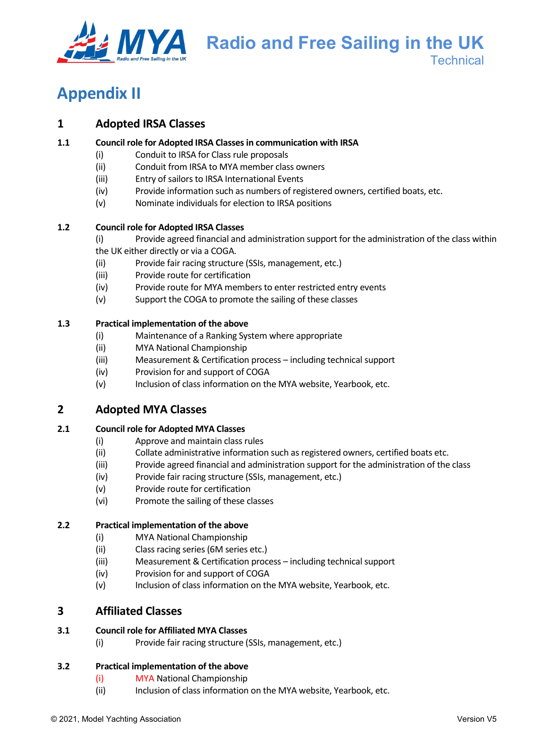# Appendix II

## 1 Adopted IRSA Classes

### 1.1 Council role for Adopted IRSA Classes in communication with IRSA

- (i) Conduit to IRSA for Class rule proposals
- (ii) Conduit from IRSA to MYA member class owners
- (iii) Entry of sailors to IRSA International Events
- (iv) Provide information such as numbers of registered owners, certified boats, etc.
- (v) Nominate individuals for election to IRSA positions

### 1.2 Council role for Adopted IRSA Classes

- (i) Provide agreed financial and administration support for the administration of the class within the UK either directly or via a COGA.
- (ii) Provide fair racing structure (SSIs, management, etc.)
- (iii) Provide route for certification
- (iv) Provide route for MYA members to enter restricted entry events
- (v) Support the COGA to promote the sailing of these classes

### 1.3 Practical implementation of the above

- (i) Maintenance of a Ranking System where appropriate
- (ii) MYA National Championship
- (iii) Measurement & Certification process – including technical support
- (iv) Provision for and support of COGA
- (v) Inclusion of class information on the MYA website, Yearbook, etc.

## 2 Adopted MYA Classes

### 2.1 Council role for Adopted MYA Classes

- (i) Approve and maintain class rules
- (ii) Collate administrative information such as registered owners, certified boats etc.
- (iii) Provide agreed financial and administration support for the administration of the class
- (iv) Provide fair racing structure (SSIs, management, etc.)
- (v) Provide route for certification
- (vi) Promote the sailing of these classes

### 2.2 Practical implementation of the above

- (i) MYA National Championship
- (ii) Class racing series (6M series etc.)
- (iii) Measurement & Certification process – including technical support
- (iv) Provision for and support of COGA
- (v) Inclusion of class information on the MYA website, Yearbook, etc.

## 3 Affiliated Classes

### 3.1 Council role for Affiliated MYA Classes

- (i) Provide fair racing structure (SSIs, management, etc.)

### 3.2 Practical implementation of the above

- (i) MYA National Championship
- (ii) Inclusion of class information on the MYA website, Yearbook, etc.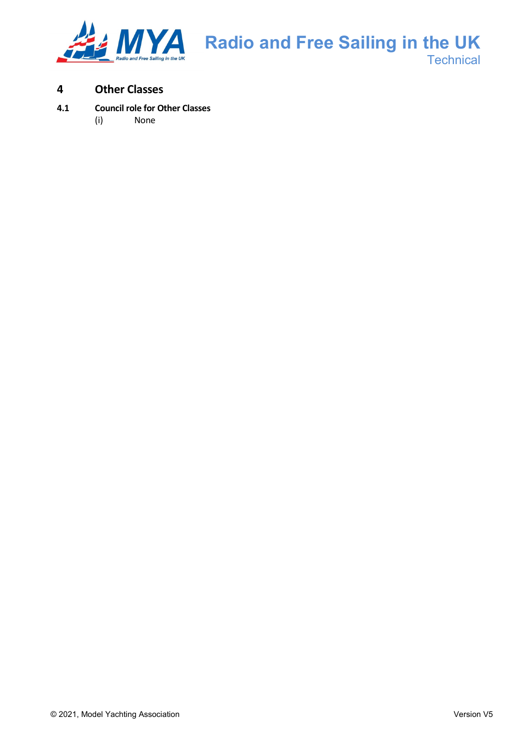# 4 Other Classes

## 4.1 Council role for Other Classes

(i) None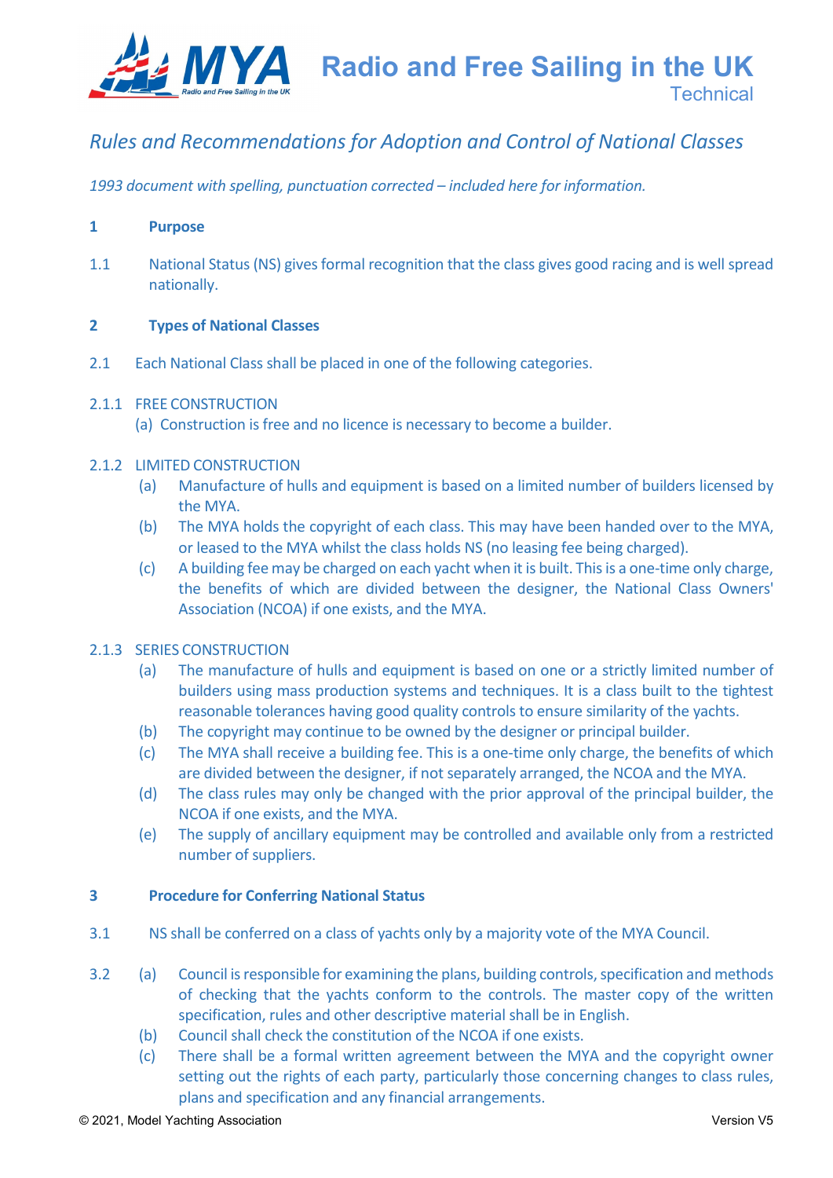## *Rules and Recommendations for Adoption and Control of National Classes*

*1993 document with spelling, punctuation corrected – included here for information.*

### 1 Purpose

1.1 National Status (NS) gives formal recognition that the class gives good racing and is well spread nationally.

### 2 Types of National Classes

2.1 Each National Class shall be placed in one of the following categories.

2.1.1 FREE CONSTRUCTION

(a) Construction is free and no licence is necessary to become a builder.

2.1.2 LIMITED CONSTRUCTION

(a) Manufacture of hulls and equipment is based on a limited number of builders licensed by the MYA.

(b) The MYA holds the copyright of each class. This may have been handed over to the MYA, or leased to the MYA whilst the class holds NS (no leasing fee being charged).

(c) A building fee may be charged on each yacht when it is built. This is a one-time only charge, the benefits of which are divided between the designer, the National Class Owners' Association (NCOA) if one exists, and the MYA.

2.1.3 SERIES CONSTRUCTION

(a) The manufacture of hulls and equipment is based on one or a strictly limited number of builders using mass production systems and techniques. It is a class built to the tightest reasonable tolerances having good quality controls to ensure similarity of the yachts.

(b) The copyright may continue to be owned by the designer or principal builder.

(c) The MYA shall receive a building fee. This is a one-time only charge, the benefits of which are divided between the designer, if not separately arranged, the NCOA and the MYA.

(d) The class rules may only be changed with the prior approval of the principal builder, the NCOA if one exists, and the MYA.

(e) The supply of ancillary equipment may be controlled and available only from a restricted number of suppliers.

### 3 Procedure for Conferring National Status

3.1 NS shall be conferred on a class of yachts only by a majority vote of the MYA Council.

3.2 (a) Council is responsible for examining the plans, building controls, specification and methods of checking that the yachts conform to the controls. The master copy of the written specification, rules and other descriptive material shall be in English.

(b) Council shall check the constitution of the NCOA if one exists.

(c) There shall be a formal written agreement between the MYA and the copyright owner setting out the rights of each party, particularly those concerning changes to class rules, plans and specification and any financial arrangements.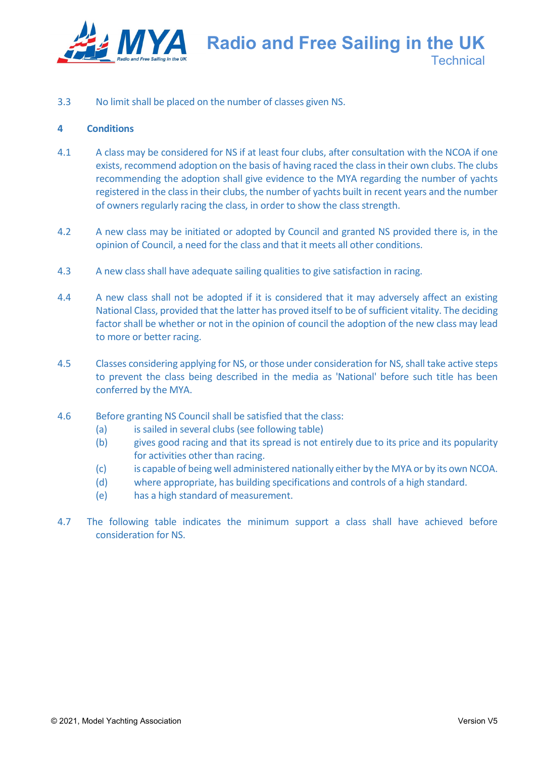3.3 No limit shall be placed on the number of classes given NS.

## 4 Conditions

4.1 A class may be considered for NS if at least four clubs, after consultation with the NCOA if one exists, recommend adoption on the basis of having raced the class in their own clubs. The clubs recommending the adoption shall give evidence to the MYA regarding the number of yachts registered in the class in their clubs, the number of yachts built in recent years and the number of owners regularly racing the class, in order to show the class strength.

4.2 A new class may be initiated or adopted by Council and granted NS provided there is, in the opinion of Council, a need for the class and that it meets all other conditions.

4.3 A new class shall have adequate sailing qualities to give satisfaction in racing.

4.4 A new class shall not be adopted if it is considered that it may adversely affect an existing National Class, provided that the latter has proved itself to be of sufficient vitality. The deciding factor shall be whether or not in the opinion of council the adoption of the new class may lead to more or better racing.

4.5 Classes considering applying for NS, or those under consideration for NS, shall take active steps to prevent the class being described in the media as 'National' before such title has been conferred by the MYA.

4.6 Before granting NS Council shall be satisfied that the class:

(a) is sailed in several clubs (see following table)

(b) gives good racing and that its spread is not entirely due to its price and its popularity for activities other than racing.

(c) is capable of being well administered nationally either by the MYA or by its own NCOA.

(d) where appropriate, has building specifications and controls of a high standard.

(e) has a high standard of measurement.

4.7 The following table indicates the minimum support a class shall have achieved before consideration for NS.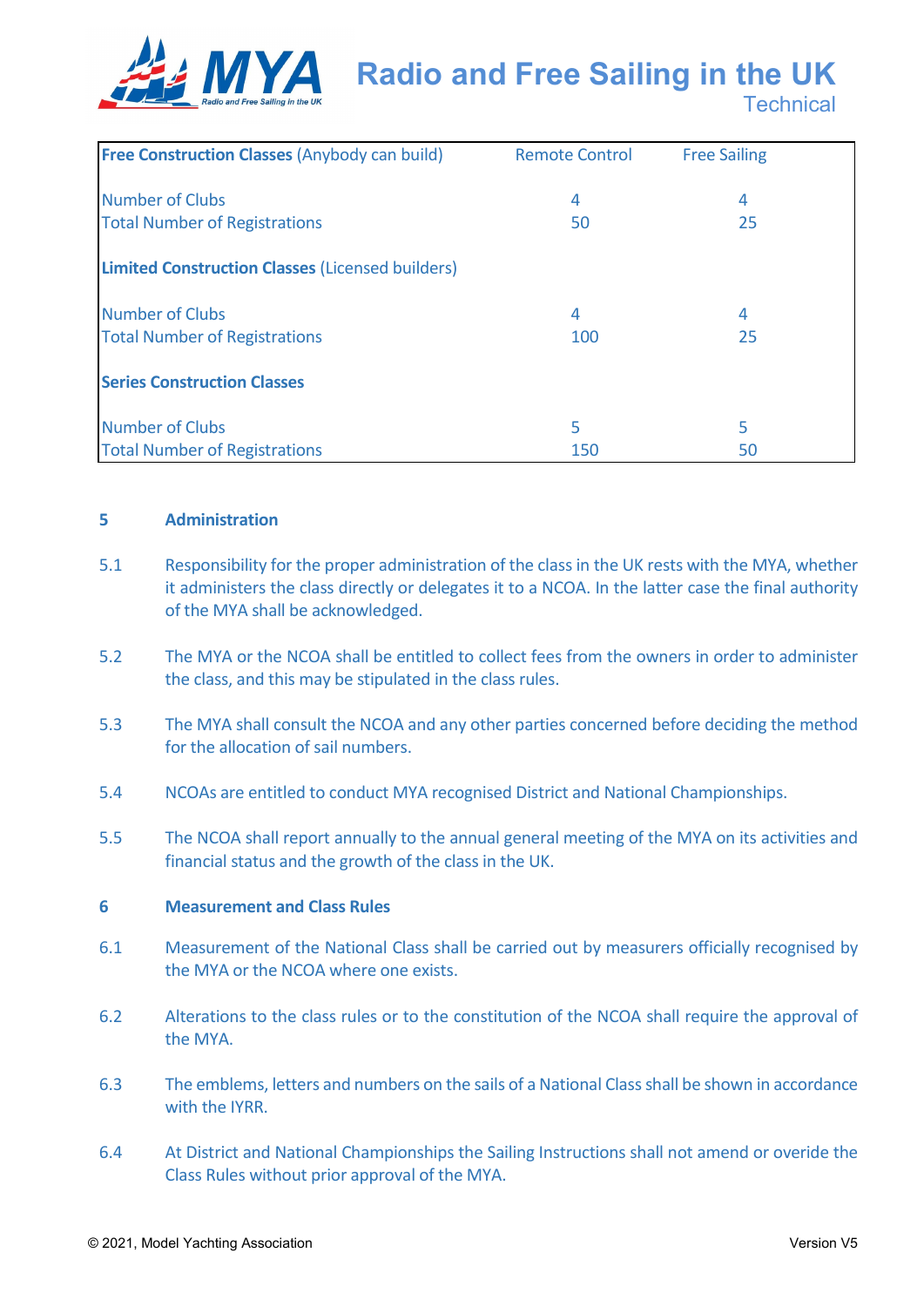| Free Construction Classes (Anybody can build) | Remote Control | Free Sailing |
|---|---|---|
| Number of Clubs | 4 | 4 |
| Total Number of Registrations | 50 | 25 |
| **Limited Construction Classes** (Licensed builders) | | |
| Number of Clubs | 4 | 4 |
| Total Number of Registrations | 100 | 25 |
| **Series Construction Classes** | | |
| Number of Clubs | 5 | 5 |
| Total Number of Registrations | 150 | 50 |

## 5 Administration

5.1 Responsibility for the proper administration of the class in the UK rests with the MYA, whether it administers the class directly or delegates it to a NCOA. In the latter case the final authority of the MYA shall be acknowledged.

5.2 The MYA or the NCOA shall be entitled to collect fees from the owners in order to administer the class, and this may be stipulated in the class rules.

5.3 The MYA shall consult the NCOA and any other parties concerned before deciding the method for the allocation of sail numbers.

5.4 NCOAs are entitled to conduct MYA recognised District and National Championships.

5.5 The NCOA shall report annually to the annual general meeting of the MYA on its activities and financial status and the growth of the class in the UK.

## 6 Measurement and Class Rules

6.1 Measurement of the National Class shall be carried out by measurers officially recognised by the MYA or the NCOA where one exists.

6.2 Alterations to the class rules or to the constitution of the NCOA shall require the approval of the MYA.

6.3 The emblems, letters and numbers on the sails of a National Class shall be shown in accordance with the IYRR.

6.4 At District and National Championships the Sailing Instructions shall not amend or overide the Class Rules without prior approval of the MYA.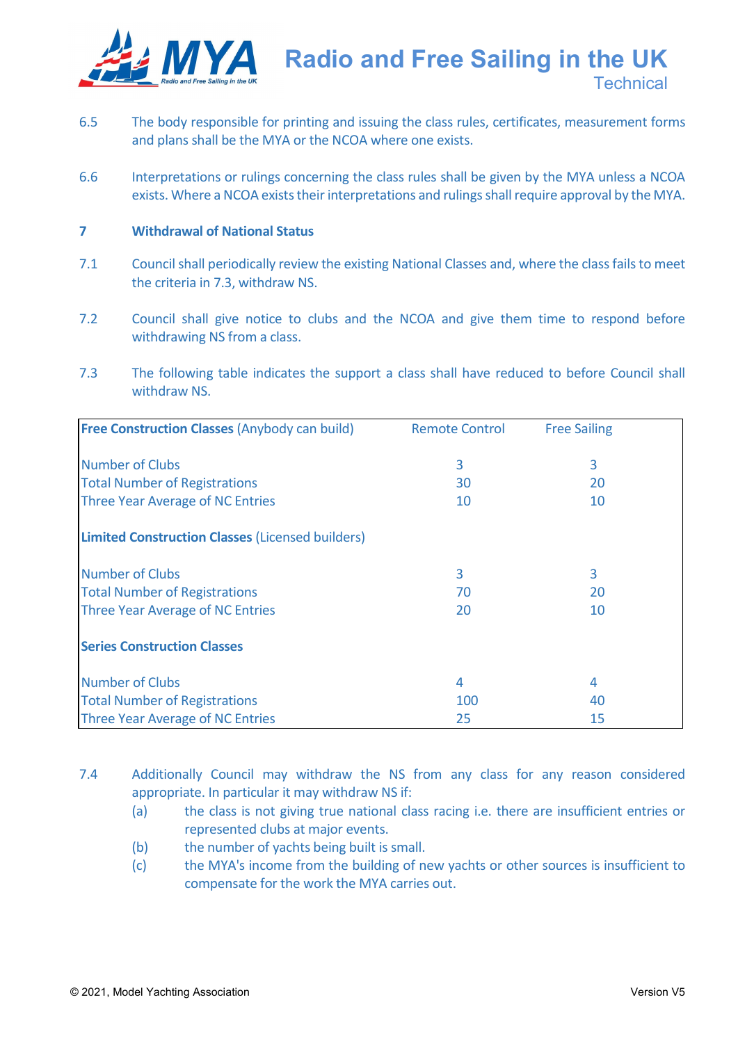6.5 The body responsible for printing and issuing the class rules, certificates, measurement forms and plans shall be the MYA or the NCOA where one exists.

6.6 Interpretations or rulings concerning the class rules shall be given by the MYA unless a NCOA exists. Where a NCOA exists their interpretations and rulings shall require approval by the MYA.

## 7 Withdrawal of National Status

7.1 Council shall periodically review the existing National Classes and, where the class fails to meet the criteria in 7.3, withdraw NS.

7.2 Council shall give notice to clubs and the NCOA and give them time to respond before withdrawing NS from a class.

7.3 The following table indicates the support a class shall have reduced to before Council shall withdraw NS.

| **Free Construction Classes** (Anybody can build) | Remote Control | Free Sailing |
|---|---|---|
| Number of Clubs | 3 | 3 |
| Total Number of Registrations | 30 | 20 |
| Three Year Average of NC Entries | 10 | 10 |
| **Limited Construction Classes** (Licensed builders) | | |
| Number of Clubs | 3 | 3 |
| Total Number of Registrations | 70 | 20 |
| Three Year Average of NC Entries | 20 | 10 |
| **Series Construction Classes** | | |
| Number of Clubs | 4 | 4 |
| Total Number of Registrations | 100 | 40 |
| Three Year Average of NC Entries | 25 | 15 |

7.4 Additionally Council may withdraw the NS from any class for any reason considered appropriate. In particular it may withdraw NS if:

(a) the class is not giving true national class racing i.e. there are insufficient entries or represented clubs at major events.

(b) the number of yachts being built is small.

(c) the MYA's income from the building of new yachts or other sources is insufficient to compensate for the work the MYA carries out.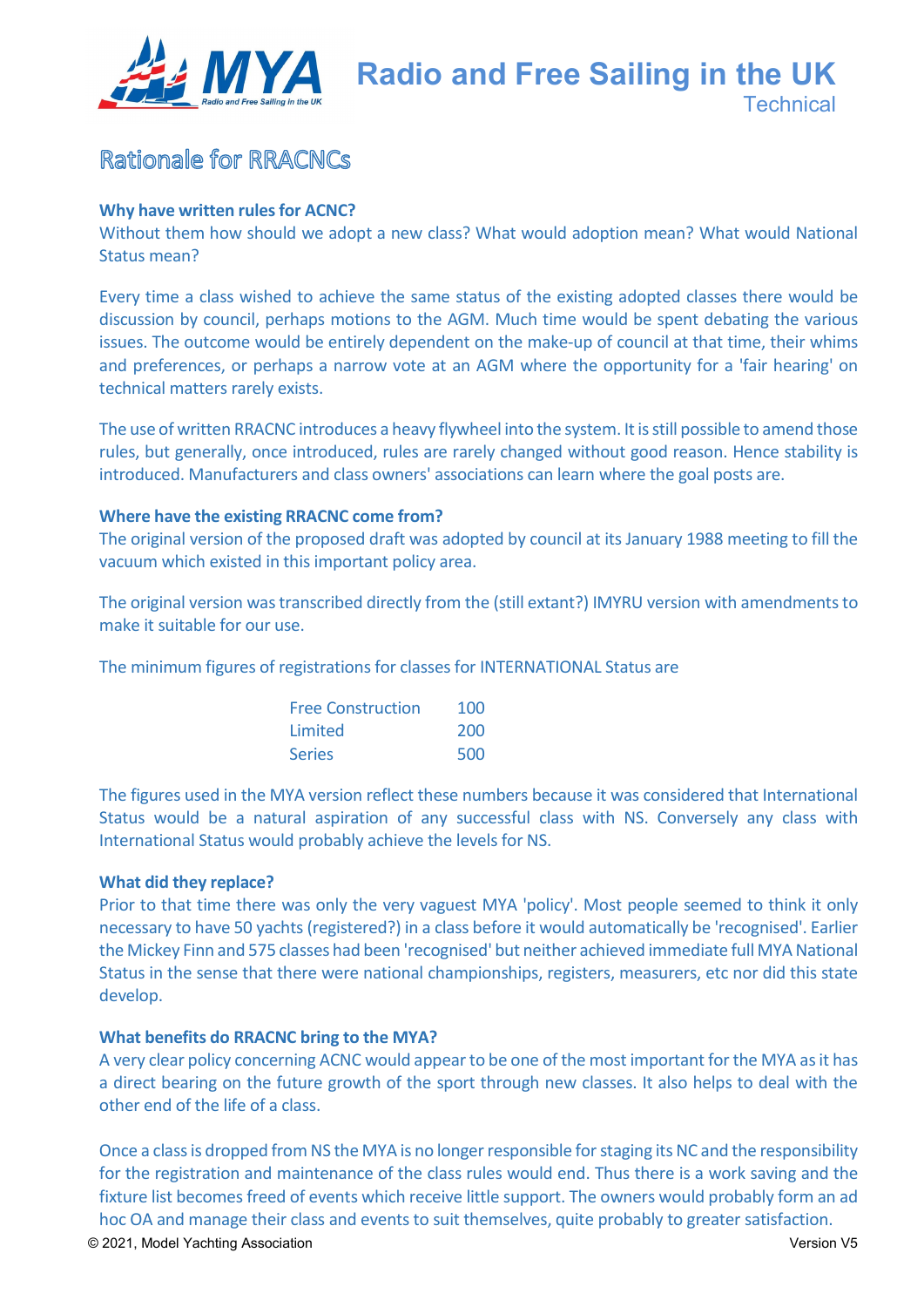## Rationale for RRACNCs

**Why have written rules for ACNC?**

Without them how should we adopt a new class? What would adoption mean? What would National Status mean?

Every time a class wished to achieve the same status of the existing adopted classes there would be discussion by council, perhaps motions to the AGM. Much time would be spent debating the various issues. The outcome would be entirely dependent on the make-up of council at that time, their whims and preferences, or perhaps a narrow vote at an AGM where the opportunity for a 'fair hearing' on technical matters rarely exists.

The use of written RRACNC introduces a heavy flywheel into the system. It is still possible to amend those rules, but generally, once introduced, rules are rarely changed without good reason. Hence stability is introduced. Manufacturers and class owners' associations can learn where the goal posts are.

**Where have the existing RRACNC come from?**

The original version of the proposed draft was adopted by council at its January 1988 meeting to fill the vacuum which existed in this important policy area.

The original version was transcribed directly from the (still extant?) IMYRU version with amendments to make it suitable for our use.

The minimum figures of registrations for classes for INTERNATIONAL Status are

| | |
|---|---|
| Free Construction | 100 |
| Limited | 200 |
| Series | 500 |

The figures used in the MYA version reflect these numbers because it was considered that International Status would be a natural aspiration of any successful class with NS. Conversely any class with International Status would probably achieve the levels for NS.

**What did they replace?**

Prior to that time there was only the very vaguest MYA 'policy'. Most people seemed to think it only necessary to have 50 yachts (registered?) in a class before it would automatically be 'recognised'. Earlier the Mickey Finn and 575 classes had been 'recognised' but neither achieved immediate full MYA National Status in the sense that there were national championships, registers, measurers, etc nor did this state develop.

**What benefits do RRACNC bring to the MYA?**

A very clear policy concerning ACNC would appear to be one of the most important for the MYA as it has a direct bearing on the future growth of the sport through new classes. It also helps to deal with the other end of the life of a class.

Once a class is dropped from NS the MYA is no longer responsible for staging its NC and the responsibility for the registration and maintenance of the class rules would end. Thus there is a work saving and the fixture list becomes freed of events which receive little support. The owners would probably form an ad hoc OA and manage their class and events to suit themselves, quite probably to greater satisfaction.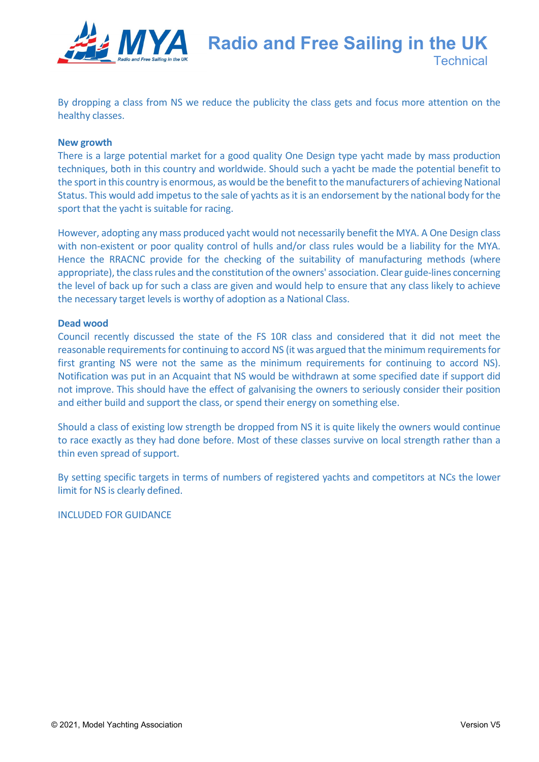By dropping a class from NS we reduce the publicity the class gets and focus more attention on the healthy classes.

**New growth**

There is a large potential market for a good quality One Design type yacht made by mass production techniques, both in this country and worldwide. Should such a yacht be made the potential benefit to the sport in this country is enormous, as would be the benefit to the manufacturers of achieving National Status. This would add impetus to the sale of yachts as it is an endorsement by the national body for the sport that the yacht is suitable for racing.

However, adopting any mass produced yacht would not necessarily benefit the MYA. A One Design class with non-existent or poor quality control of hulls and/or class rules would be a liability for the MYA. Hence the RRACNC provide for the checking of the suitability of manufacturing methods (where appropriate), the class rules and the constitution of the owners' association. Clear guide-lines concerning the level of back up for such a class are given and would help to ensure that any class likely to achieve the necessary target levels is worthy of adoption as a National Class.

**Dead wood**

Council recently discussed the state of the FS 10R class and considered that it did not meet the reasonable requirements for continuing to accord NS (it was argued that the minimum requirements for first granting NS were not the same as the minimum requirements for continuing to accord NS). Notification was put in an Acquaint that NS would be withdrawn at some specified date if support did not improve. This should have the effect of galvanising the owners to seriously consider their position and either build and support the class, or spend their energy on something else.

Should a class of existing low strength be dropped from NS it is quite likely the owners would continue to race exactly as they had done before. Most of these classes survive on local strength rather than a thin even spread of support.

By setting specific targets in terms of numbers of registered yachts and competitors at NCs the lower limit for NS is clearly defined.

INCLUDED FOR GUIDANCE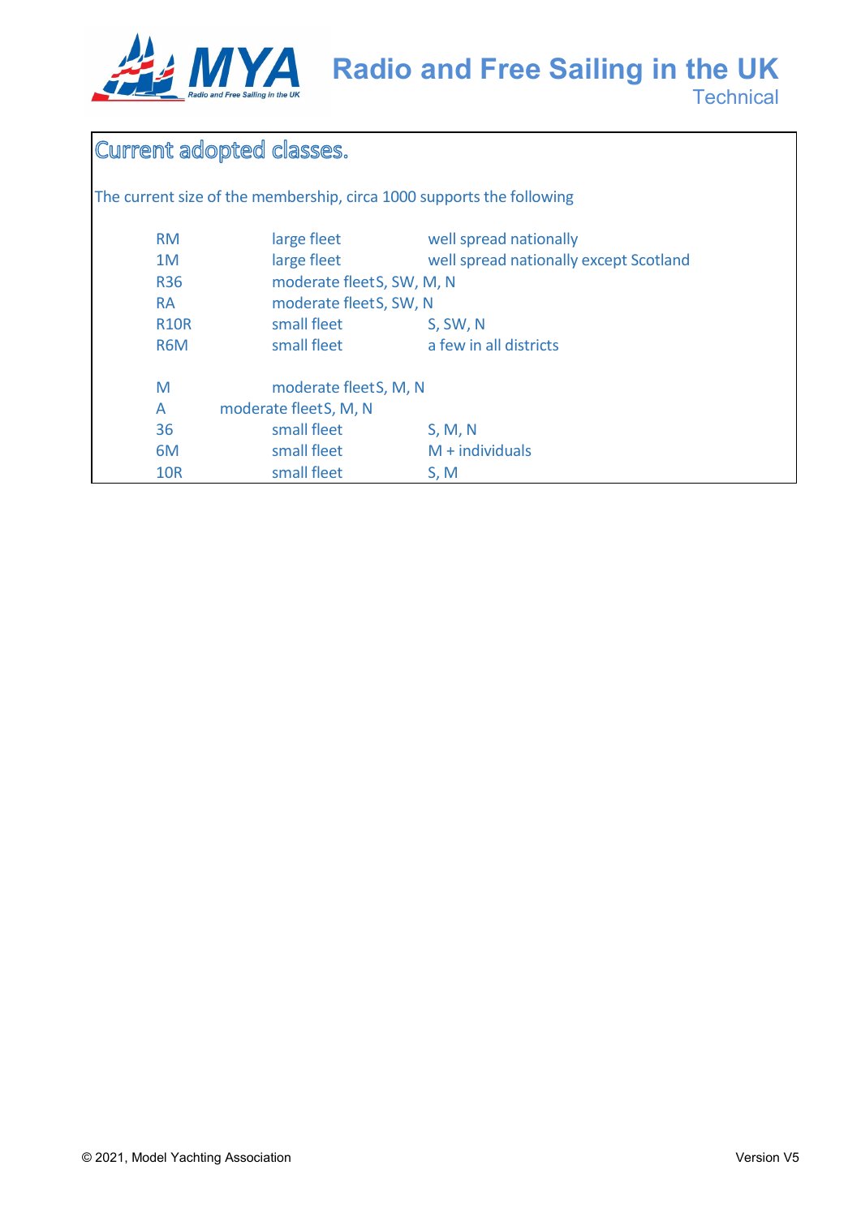## Current adopted classes.

The current size of the membership, circa 1000 supports the following

| | | |
|---|---|---|
| RM | large fleet | well spread nationally |
| 1M | large fleet | well spread nationally except Scotland |
| R36 | moderate fleet | S, SW, M, N |
| RA | moderate fleet | S, SW, N |
| R10R | small fleet | S, SW, N |
| R6M | small fleet | a few in all districts |
| | | |
| M | moderate fleet | S, M, N |
| A | moderate fleet | S, M, N |
| 36 | small fleet | S, M, N |
| 6M | small fleet | M + individuals |
| 10R | small fleet | S, M |